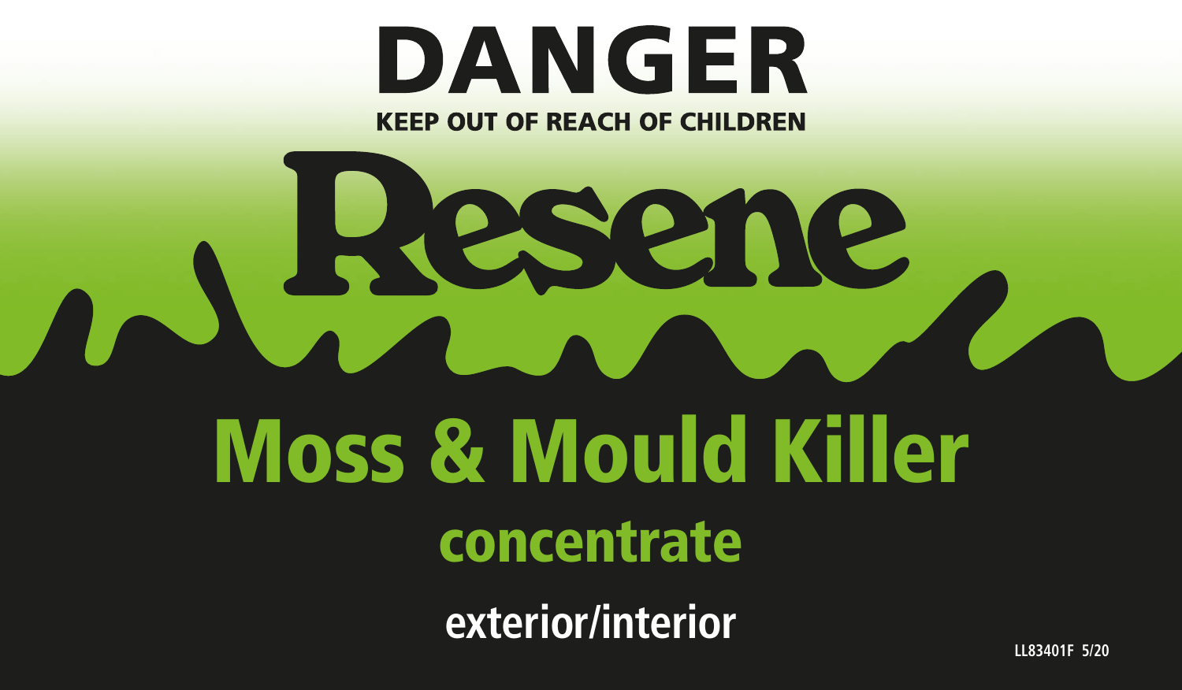# DANGER

**KEEP OUT OF REACH OF CHILDREN**

# Resene

# Moss & Mould Killer

## concentrate

**exterior/interior**

LL83401F 5/20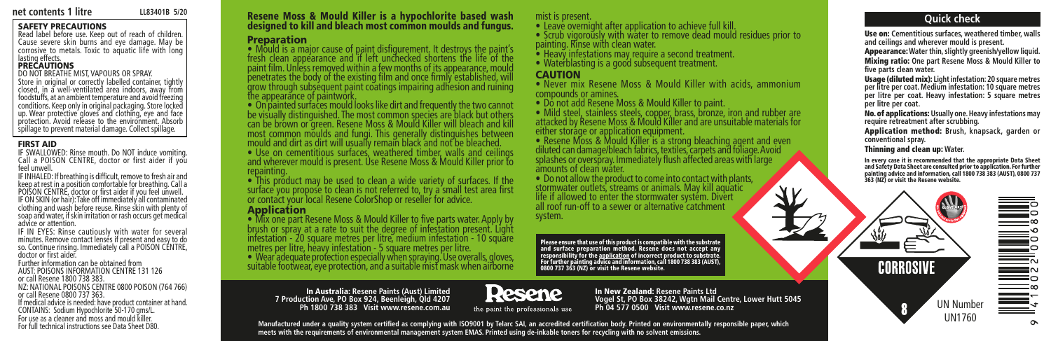**net contents 1 litre** LL83401B 5/20

## SAFETY PRECAUTIONS

Read label before use. Keep out of reach of children. Cause severe skin burns and eye damage. May be corrosive to metals. Toxic to aquatic life with long lasting effects.

## PRECAUTIONS

DO NOT BREATHE MIST, VAPOURS OR SPRAY.

Store in original or correctly labelled container, tightly closed, in a well-ventilated area indoors, away from foodstuffs, at an ambient temperature and avoid freezing conditions. Keep only in original packaging. Store locked up. Wear protective gloves and clothing, eye and face protection. Avoid release to the environment. Absorb spillage to prevent material damage. Collect spillage.

## FIRST AID

IF SWALLOWED: Rinse mouth. Do NOT induce vomiting. Call a POISON CENTRE, doctor or first aider if you feel unwell.

IF INHALED: If breathing is difficult, remove to fresh air and keep at rest in a position comfortable for breathing. Call a POISON CENTRE, doctor or first aider if you feel unwell.

IF ON SKIN (or hair): Take off immediately all contaminated clothing and wash before reuse. Rinse skin with plenty of soap and water, if skin irritation or rash occurs get medical advice or attention.

IF IN EYES: Rinse cautiously with water for several minutes. Remove contact lenses if present and easy to do so. Continue rinsing. Immediately call a POISON CENTRE, doctor or first aider.

Further information can be obtained from
AUST: POISONS INFORMATION CENTRE 131 126
or call Resene 1800 738 383.
NZ: NATIONAL POISONS CENTRE 0800 POISON (764 766)
or call Resene 0800 737 363.

If medical advice is needed: have product container at hand.
CONTAINS: Sodium Hypochlorite 50-170 gms/L.
For use as a cleaner and moss and mould killer.
For full technical instructions see Data Sheet D80.

## Resene Moss & Mould Killer is a hypochlorite based wash designed to kill and bleach most common moulds and fungus.

### Preparation

- Mould is a major cause of paint disfigurement. It destroys the paint's fresh clean appearance and if left unchecked shortens the life of the paint film. Unless removed within a few months of its appearance, mould penetrates the body of the existing film and once firmly established, will grow through subsequent paint coatings impairing adhesion and ruining the appearance of paintwork.
- On painted surfaces mould looks like dirt and frequently the two cannot be visually distinguished. The most common species are black but others can be brown or green. Resene Moss & Mould Killer will bleach and kill most common moulds and fungi. This generally distinguishes between mould and dirt as dirt will usually remain black and not be bleached.
- Use on cementitious surfaces, weathered timber, walls and ceilings and wherever mould is present. Use Resene Moss & Mould Killer prior to repainting.
- This product may be used to clean a wide variety of surfaces. If the surface you propose to clean is not referred to, try a small test area first or contact your local Resene ColorShop or reseller for advice.

### Application

- Mix one part Resene Moss & Mould Killer to five parts water. Apply by brush or spray at a rate to suit the degree of infestation present. Light infestation - 20 square metres per litre, medium infestation - 10 square metres per litre, heavy infestation - 5 square metres per litre.
- Wear adequate protection especially when spraying. Use overalls, gloves, suitable footwear, eye protection, and a suitable mist mask when airborne mist is present.
- Leave overnight after application to achieve full kill.
- Scrub vigorously with water to remove dead mould residues prior to painting. Rinse with clean water.
- Heavy infestations may require a second treatment.
- Waterblasting is a good subsequent treatment.

### CAUTION

- Never mix Resene Moss & Mould Killer with acids, ammonium compounds or amines.
- Do not add Resene Moss & Mould Killer to paint.
- Mild steel, stainless steels, copper, brass, bronze, iron and rubber are attacked by Resene Moss & Mould Killer and are unsuitable materials for either storage or application equipment.
- Resene Moss & Mould Killer is a strong bleaching agent and even diluted can damage/bleach fabrics, textiles, carpets and foliage. Avoid splashes or overspray. Immediately flush affected areas with large amounts of clean water.
- Do not allow the product to come into contact with plants, stormwater outlets, streams or animals. May kill aquatic life if allowed to enter the stormwater system. Divert all roof run-off to a sewer or alternative catchment system.

**Please ensure that use of this product is compatible with the substrate and surface preparation method. Resene does not accept any responsibility for the application of incorrect product to substrate. For further painting advice and information, call 1800 738 383 (AUST), 0800 737 363 (NZ) or visit the Resene website.**

## Quick check

**Use on:** Cementitious surfaces, weathered timber, walls and ceilings and wherever mould is present.

**Appearance:** Water thin, slightly greenish/yellow liquid.

**Mixing ratio:** One part Resene Moss & Mould Killer to five parts clean water.

**Usage (diluted mix):** Light infestation: 20 square metres per litre per coat. Medium infestation: 10 square metres per litre per coat. Heavy infestation: 5 square metres per litre per coat.

**No. of applications:** Usually one. Heavy infestations may require retreatment after scrubbing.

**Application method:** Brush, knapsack, garden or conventional spray.

**Thinning and clean up:** Water.

**In every case it is recommended that the appropriate Data Sheet and Safety Data Sheet are consulted prior to application. For further painting advice and information, call 1800 738 383 (AUST), 0800 737 363 (NZ) or visit the Resene website.**

CORROSIVE

8

UN Number
UN1760

9 418022 006800

**In Australia:** Resene Paints (Aust) Limited
7 Production Ave, PO Box 924, Beenleigh, Qld 4207
Ph 1800 738 383 Visit www.resene.com.au

Resene
the paint the professionals use

**In New Zealand:** Resene Paints Ltd
Vogel St, PO Box 38242, Wgtn Mail Centre, Lower Hutt 5045
Ph 04 577 0500 Visit www.resene.co.nz

**Manufactured under a quality system certified as complying with ISO9001 by Telarc SAI, an accredited certification body. Printed on environmentally responsible paper, which meets with the requirements of environmental management system EMAS. Printed using de-inkable toners for recycling with no solvent emissions.**